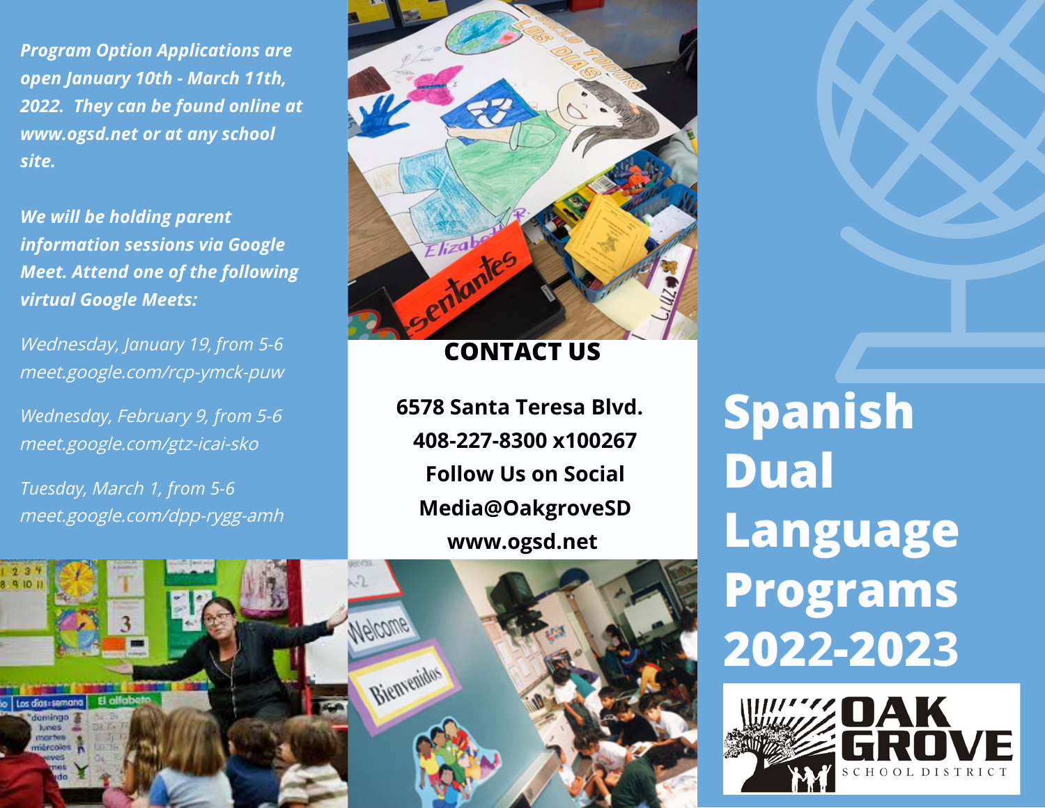*Program Option Applications are open January 10th - March 11th, 2022. They can be found online at www.ogsd.net or at any school site.*

*We will be holding parent information sessions via Google Meet. Attend one of the following virtual Google Meets:*

*Wednesday, January 19, from 5-6*
*meet.google.com/rcp-ymck-puw*

*Wednesday, February 9, from 5-6*
*meet.google.com/gtz-icai-sko*

*Tuesday, March 1, from 5-6*
*meet.google.com/dpp-rygg-amh*

## CONTACT US

**6578 Santa Teresa Blvd.**
**408-227-8300 x100267**
**Follow Us on Social Media@OakgroveSD**
**www.ogsd.net**

# Spanish Dual Language Programs 2022-2023

OAK GROVE
SCHOOL DISTRICT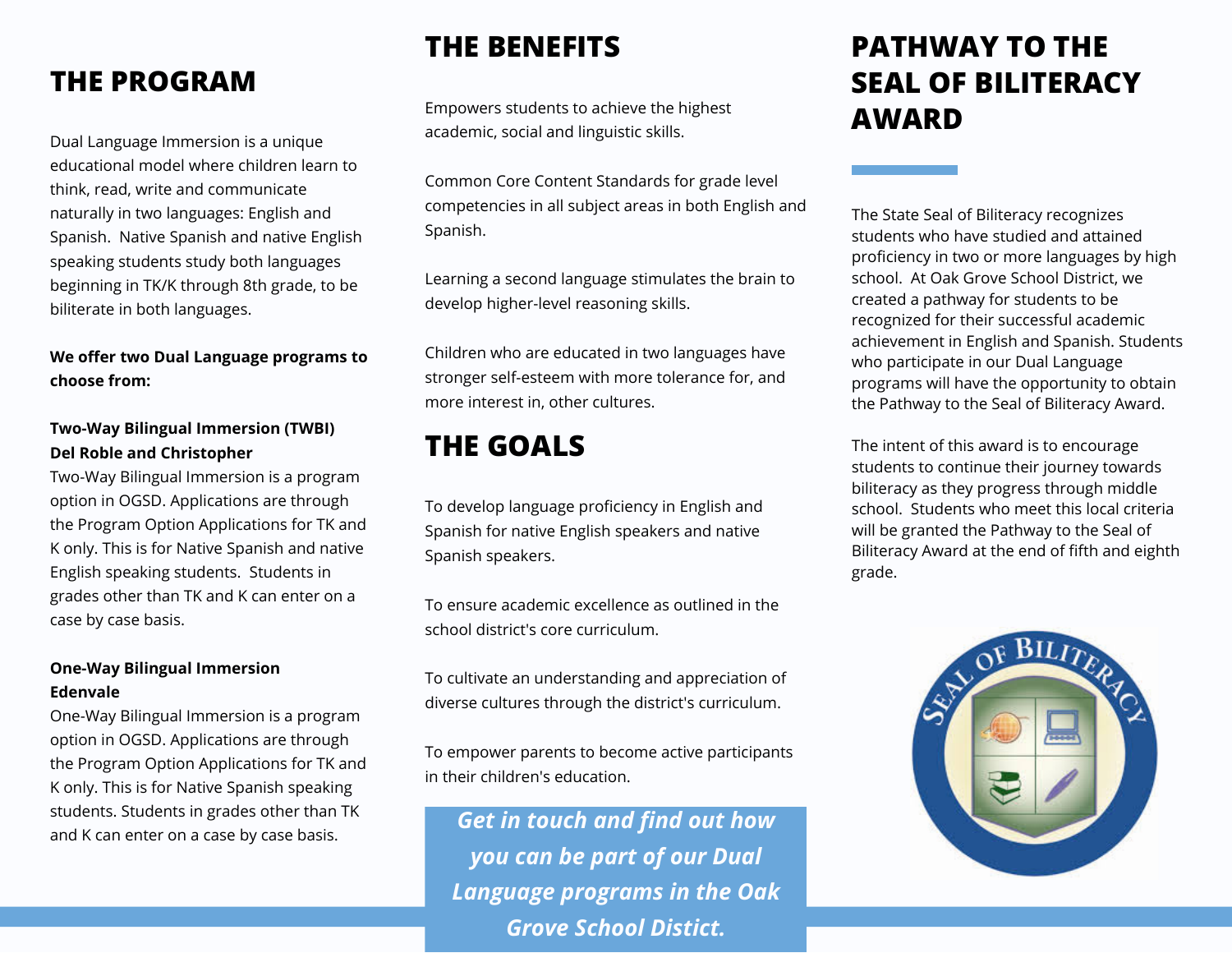## THE PROGRAM

Dual Language Immersion is a unique educational model where children learn to think, read, write and communicate naturally in two languages: English and Spanish. Native Spanish and native English speaking students study both languages beginning in TK/K through 8th grade, to be biliterate in both languages.

**We offer two Dual Language programs to choose from:**

**Two-Way Bilingual Immersion (TWBI)**
**Del Roble and Christopher**

Two-Way Bilingual Immersion is a program option in OGSD. Applications are through the Program Option Applications for TK and K only. This is for Native Spanish and native English speaking students. Students in grades other than TK and K can enter on a case by case basis.

**One-Way Bilingual Immersion**
**Edenvale**

One-Way Bilingual Immersion is a program option in OGSD. Applications are through the Program Option Applications for TK and K only. This is for Native Spanish speaking students. Students in grades other than TK and K can enter on a case by case basis.

## THE BENEFITS

Empowers students to achieve the highest academic, social and linguistic skills.

Common Core Content Standards for grade level competencies in all subject areas in both English and Spanish.

Learning a second language stimulates the brain to develop higher-level reasoning skills.

Children who are educated in two languages have stronger self-esteem with more tolerance for, and more interest in, other cultures.

## THE GOALS

To develop language proficiency in English and Spanish for native English speakers and native Spanish speakers.

To ensure academic excellence as outlined in the school district's core curriculum.

To cultivate an understanding and appreciation of diverse cultures through the district's curriculum.

To empower parents to become active participants in their children's education.

***Get in touch and find out how you can be part of our Dual Language programs in the Oak Grove School Distict.***

## PATHWAY TO THE SEAL OF BILITERACY AWARD

The State Seal of Biliteracy recognizes students who have studied and attained proficiency in two or more languages by high school. At Oak Grove School District, we created a pathway for students to be recognized for their successful academic achievement in English and Spanish. Students who participate in our Dual Language programs will have the opportunity to obtain the Pathway to the Seal of Biliteracy Award.

The intent of this award is to encourage students to continue their journey towards biliteracy as they progress through middle school. Students who meet this local criteria will be granted the Pathway to the Seal of Biliteracy Award at the end of fifth and eighth grade.